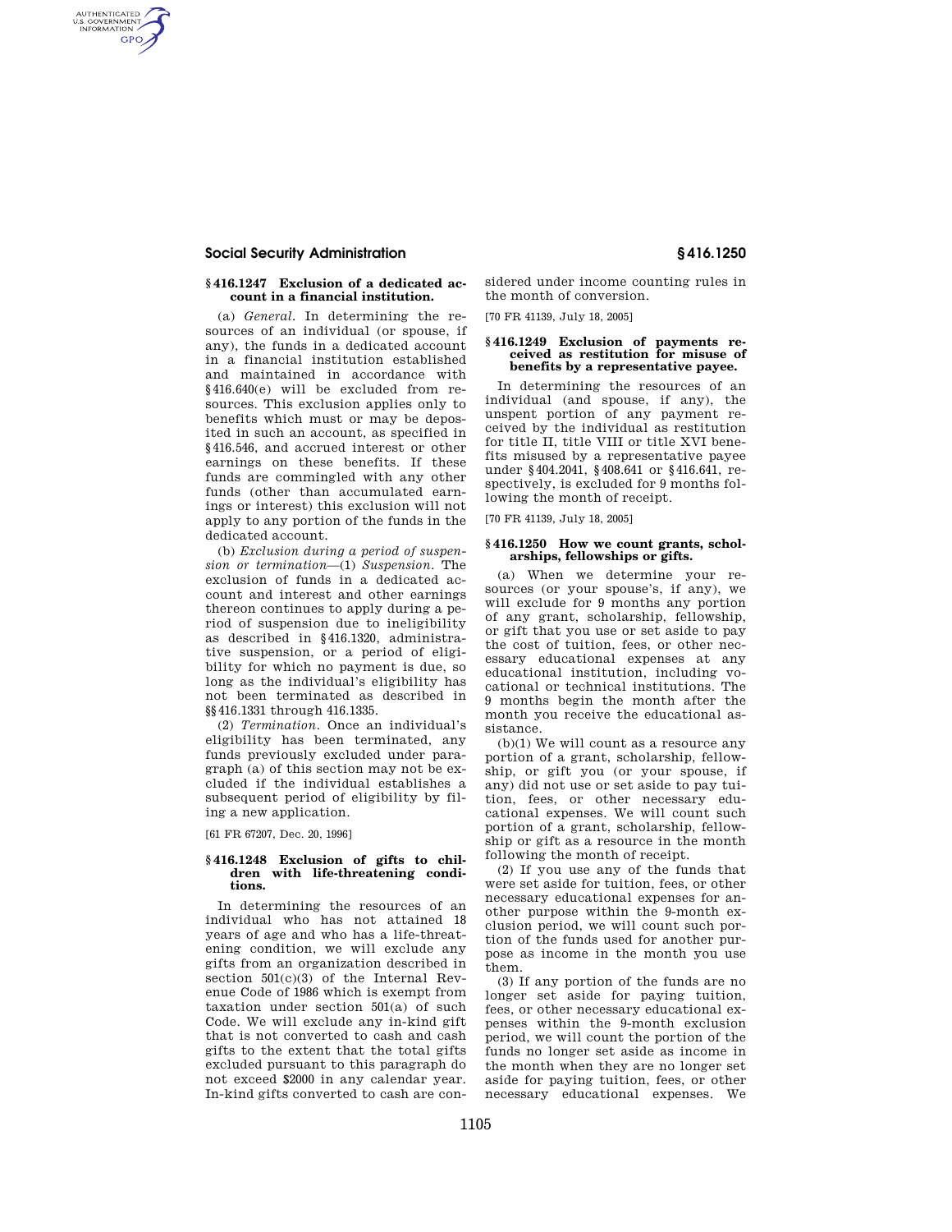## § 416.1247 Exclusion of a dedicated account in a financial institution.

(a) *General.* In determining the resources of an individual (or spouse, if any), the funds in a dedicated account in a financial institution established and maintained in accordance with § 416.640(e) will be excluded from resources. This exclusion applies only to benefits which must or may be deposited in such an account, as specified in § 416.546, and accrued interest or other earnings on these benefits. If these funds are commingled with any other funds (other than accumulated earnings or interest) this exclusion will not apply to any portion of the funds in the dedicated account.

(b) *Exclusion during a period of suspension or termination*—(1) *Suspension.* The exclusion of funds in a dedicated account and interest and other earnings thereon continues to apply during a period of suspension due to ineligibility as described in § 416.1320, administrative suspension, or a period of eligibility for which no payment is due, so long as the individual's eligibility has not been terminated as described in §§ 416.1331 through 416.1335.

(2) *Termination.* Once an individual's eligibility has been terminated, any funds previously excluded under paragraph (a) of this section may not be excluded if the individual establishes a subsequent period of eligibility by filing a new application.

[61 FR 67207, Dec. 20, 1996]

## § 416.1248 Exclusion of gifts to children with life-threatening conditions.

In determining the resources of an individual who has not attained 18 years of age and who has a life-threatening condition, we will exclude any gifts from an organization described in section 501(c)(3) of the Internal Revenue Code of 1986 which is exempt from taxation under section 501(a) of such Code. We will exclude any in-kind gift that is not converted to cash and cash gifts to the extent that the total gifts excluded pursuant to this paragraph do not exceed $2000 in any calendar year. In-kind gifts converted to cash are considered under income counting rules in the month of conversion.

[70 FR 41139, July 18, 2005]

## § 416.1249 Exclusion of payments received as restitution for misuse of benefits by a representative payee.

In determining the resources of an individual (and spouse, if any), the unspent portion of any payment received by the individual as restitution for title II, title VIII or title XVI benefits misused by a representative payee under § 404.2041, § 408.641 or § 416.641, respectively, is excluded for 9 months following the month of receipt.

[70 FR 41139, July 18, 2005]

## § 416.1250 How we count grants, scholarships, fellowships or gifts.

(a) When we determine your resources (or your spouse's, if any), we will exclude for 9 months any portion of any grant, scholarship, fellowship, or gift that you use or set aside to pay the cost of tuition, fees, or other necessary educational expenses at any educational institution, including vocational or technical institutions. The 9 months begin the month after the month you receive the educational assistance.

(b)(1) We will count as a resource any portion of a grant, scholarship, fellowship, or gift you (or your spouse, if any) did not use or set aside to pay tuition, fees, or other necessary educational expenses. We will count such portion of a grant, scholarship, fellowship or gift as a resource in the month following the month of receipt.

(2) If you use any of the funds that were set aside for tuition, fees, or other necessary educational expenses for another purpose within the 9-month exclusion period, we will count such portion of the funds used for another purpose as income in the month you use them.

(3) If any portion of the funds are no longer set aside for paying tuition, fees, or other necessary educational expenses within the 9-month exclusion period, we will count the portion of the funds no longer set aside as income in the month when they are no longer set aside for paying tuition, fees, or other necessary educational expenses. We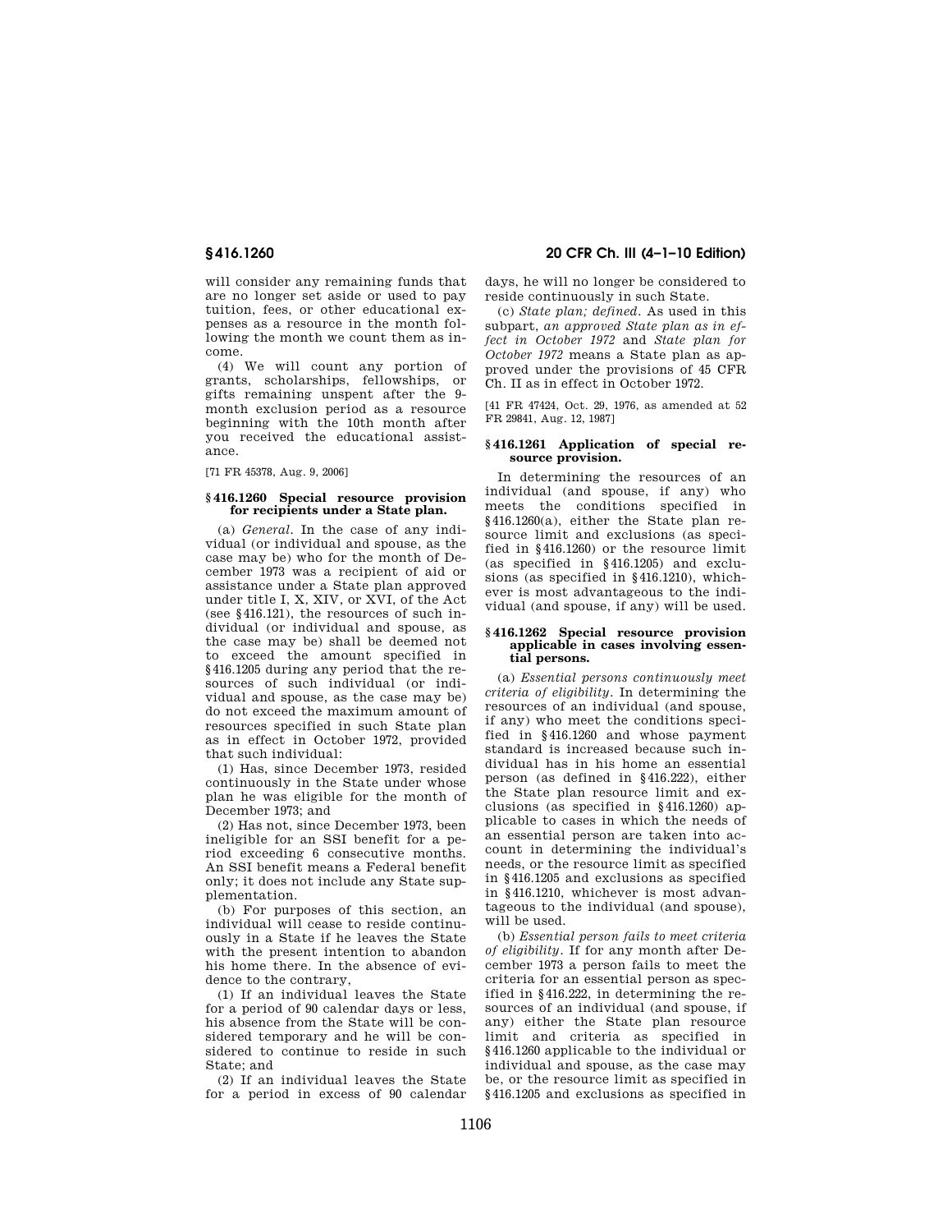will consider any remaining funds that are no longer set aside or used to pay tuition, fees, or other educational expenses as a resource in the month following the month we count them as income.

(4) We will count any portion of grants, scholarships, fellowships, or gifts remaining unspent after the 9-month exclusion period as a resource beginning with the 10th month after you received the educational assistance.

[71 FR 45378, Aug. 9, 2006]

### § 416.1260 Special resource provision for recipients under a State plan.

(a) *General.* In the case of any individual (or individual and spouse, as the case may be) who for the month of December 1973 was a recipient of aid or assistance under a State plan approved under title I, X, XIV, or XVI, of the Act (see § 416.121), the resources of such individual (or individual and spouse, as the case may be) shall be deemed not to exceed the amount specified in § 416.1205 during any period that the resources of such individual (or individual and spouse, as the case may be) do not exceed the maximum amount of resources specified in such State plan as in effect in October 1972, provided that such individual:

(1) Has, since December 1973, resided continuously in the State under whose plan he was eligible for the month of December 1973; and

(2) Has not, since December 1973, been ineligible for an SSI benefit for a period exceeding 6 consecutive months. An SSI benefit means a Federal benefit only; it does not include any State supplementation.

(b) For purposes of this section, an individual will cease to reside continuously in a State if he leaves the State with the present intention to abandon his home there. In the absence of evidence to the contrary,

(1) If an individual leaves the State for a period of 90 calendar days or less, his absence from the State will be considered temporary and he will be considered to continue to reside in such State; and

(2) If an individual leaves the State for a period in excess of 90 calendar days, he will no longer be considered to reside continuously in such State.

(c) *State plan; defined.* As used in this subpart, *an approved State plan as in effect in October 1972* and *State plan for October 1972* means a State plan as approved under the provisions of 45 CFR Ch. II as in effect in October 1972.

[41 FR 47424, Oct. 29, 1976, as amended at 52 FR 29841, Aug. 12, 1987]

### § 416.1261 Application of special resource provision.

In determining the resources of an individual (and spouse, if any) who meets the conditions specified in § 416.1260(a), either the State plan resource limit and exclusions (as specified in § 416.1260) or the resource limit (as specified in § 416.1205) and exclusions (as specified in § 416.1210), whichever is most advantageous to the individual (and spouse, if any) will be used.

### § 416.1262 Special resource provision applicable in cases involving essential persons.

(a) *Essential persons continuously meet criteria of eligibility.* In determining the resources of an individual (and spouse, if any) who meet the conditions specified in § 416.1260 and whose payment standard is increased because such individual has in his home an essential person (as defined in § 416.222), either the State plan resource limit and exclusions (as specified in § 416.1260) applicable to cases in which the needs of an essential person are taken into account in determining the individual's needs, or the resource limit as specified in § 416.1205 and exclusions as specified in § 416.1210, whichever is most advantageous to the individual (and spouse), will be used.

(b) *Essential person fails to meet criteria of eligibility.* If for any month after December 1973 a person fails to meet the criteria for an essential person as specified in § 416.222, in determining the resources of an individual (and spouse, if any) either the State plan resource limit and criteria as specified in § 416.1260 applicable to the individual or individual and spouse, as the case may be, or the resource limit as specified in § 416.1205 and exclusions as specified in